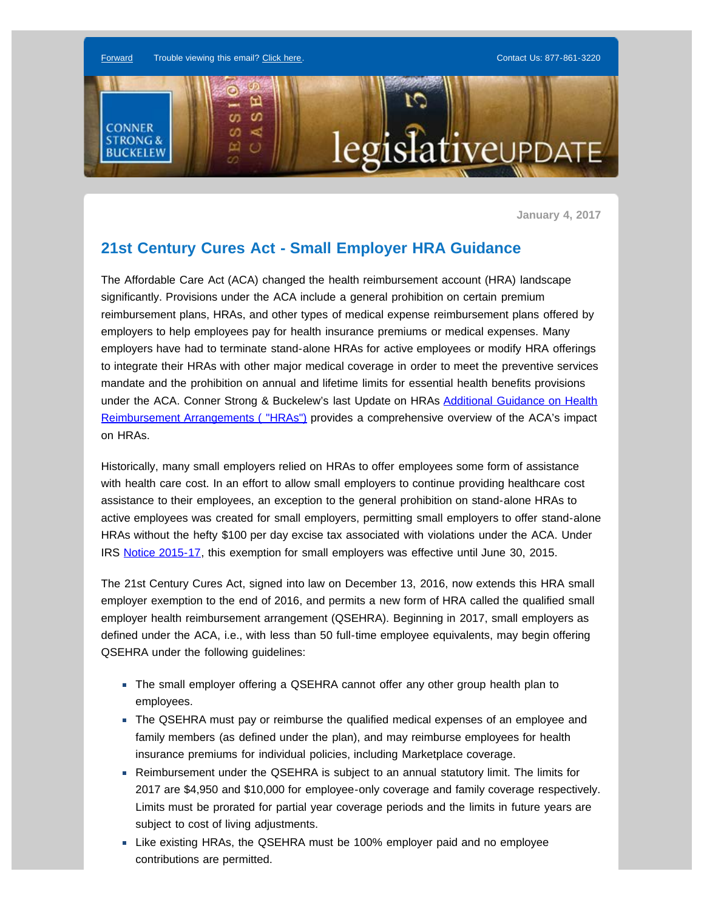Forward    Trouble viewing this email? Click here.    Contact Us: 877-861-3220

CONNER STRONG & BUCKELEW

legislativeUPDATE

January 4, 2017

## 21st Century Cures Act - Small Employer HRA Guidance

The Affordable Care Act (ACA) changed the health reimbursement account (HRA) landscape significantly. Provisions under the ACA include a general prohibition on certain premium reimbursement plans, HRAs, and other types of medical expense reimbursement plans offered by employers to help employees pay for health insurance premiums or medical expenses. Many employers have had to terminate stand-alone HRAs for active employees or modify HRA offerings to integrate their HRAs with other major medical coverage in order to meet the preventive services mandate and the prohibition on annual and lifetime limits for essential health benefits provisions under the ACA. Conner Strong & Buckelew's last Update on HRAs Additional Guidance on Health Reimbursement Arrangements ( "HRAs") provides a comprehensive overview of the ACA's impact on HRAs.

Historically, many small employers relied on HRAs to offer employees some form of assistance with health care cost. In an effort to allow small employers to continue providing healthcare cost assistance to their employees, an exception to the general prohibition on stand-alone HRAs to active employees was created for small employers, permitting small employers to offer stand-alone HRAs without the hefty $100 per day excise tax associated with violations under the ACA. Under IRS Notice 2015-17, this exemption for small employers was effective until June 30, 2015.

The 21st Century Cures Act, signed into law on December 13, 2016, now extends this HRA small employer exemption to the end of 2016, and permits a new form of HRA called the qualified small employer health reimbursement arrangement (QSEHRA). Beginning in 2017, small employers as defined under the ACA, i.e., with less than 50 full-time employee equivalents, may begin offering QSEHRA under the following guidelines:

- The small employer offering a QSEHRA cannot offer any other group health plan to employees.
- The QSEHRA must pay or reimburse the qualified medical expenses of an employee and family members (as defined under the plan), and may reimburse employees for health insurance premiums for individual policies, including Marketplace coverage.
- Reimbursement under the QSEHRA is subject to an annual statutory limit. The limits for 2017 are $4,950 and $10,000 for employee-only coverage and family coverage respectively. Limits must be prorated for partial year coverage periods and the limits in future years are subject to cost of living adjustments.
- Like existing HRAs, the QSEHRA must be 100% employer paid and no employee contributions are permitted.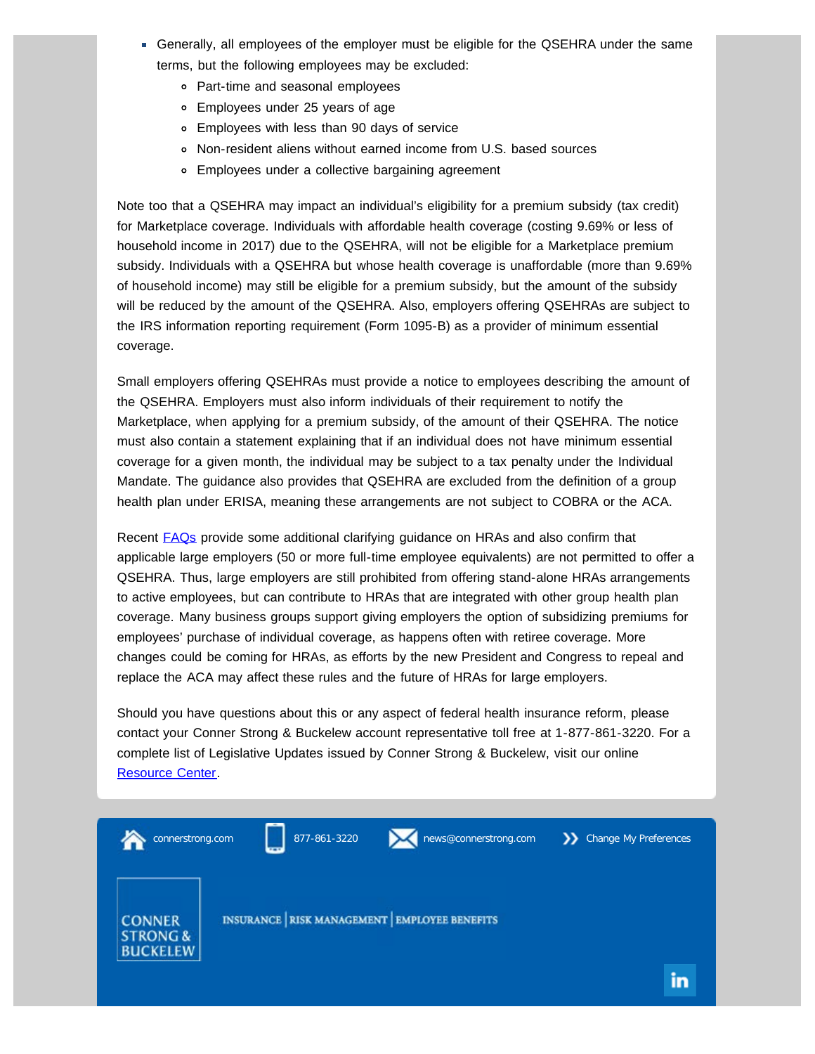- Generally, all employees of the employer must be eligible for the QSEHRA under the same terms, but the following employees may be excluded:
  - Part-time and seasonal employees
  - Employees under 25 years of age
  - Employees with less than 90 days of service
  - Non-resident aliens without earned income from U.S. based sources
  - Employees under a collective bargaining agreement

Note too that a QSEHRA may impact an individual's eligibility for a premium subsidy (tax credit) for Marketplace coverage. Individuals with affordable health coverage (costing 9.69% or less of household income in 2017) due to the QSEHRA, will not be eligible for a Marketplace premium subsidy. Individuals with a QSEHRA but whose health coverage is unaffordable (more than 9.69% of household income) may still be eligible for a premium subsidy, but the amount of the subsidy will be reduced by the amount of the QSEHRA. Also, employers offering QSEHRAs are subject to the IRS information reporting requirement (Form 1095-B) as a provider of minimum essential coverage.

Small employers offering QSEHRAs must provide a notice to employees describing the amount of the QSEHRA. Employers must also inform individuals of their requirement to notify the Marketplace, when applying for a premium subsidy, of the amount of their QSEHRA. The notice must also contain a statement explaining that if an individual does not have minimum essential coverage for a given month, the individual may be subject to a tax penalty under the Individual Mandate. The guidance also provides that QSEHRA are excluded from the definition of a group health plan under ERISA, meaning these arrangements are not subject to COBRA or the ACA.

Recent [FAQs](#) provide some additional clarifying guidance on HRAs and also confirm that applicable large employers (50 or more full-time employee equivalents) are not permitted to offer a QSEHRA. Thus, large employers are still prohibited from offering stand-alone HRAs arrangements to active employees, but can contribute to HRAs that are integrated with other group health plan coverage. Many business groups support giving employers the option of subsidizing premiums for employees' purchase of individual coverage, as happens often with retiree coverage. More changes could be coming for HRAs, as efforts by the new President and Congress to repeal and replace the ACA may affect these rules and the future of HRAs for large employers.

Should you have questions about this or any aspect of federal health insurance reform, please contact your Conner Strong & Buckelew account representative toll free at 1-877-861-3220. For a complete list of Legislative Updates issued by Conner Strong & Buckelew, visit our online [Resource Center](#).

connerstrong.com | 877-861-3220 | news@connerstrong.com | Change My Preferences

CONNER STRONG & BUCKELEW

INSURANCE | RISK MANAGEMENT | EMPLOYEE BENEFITS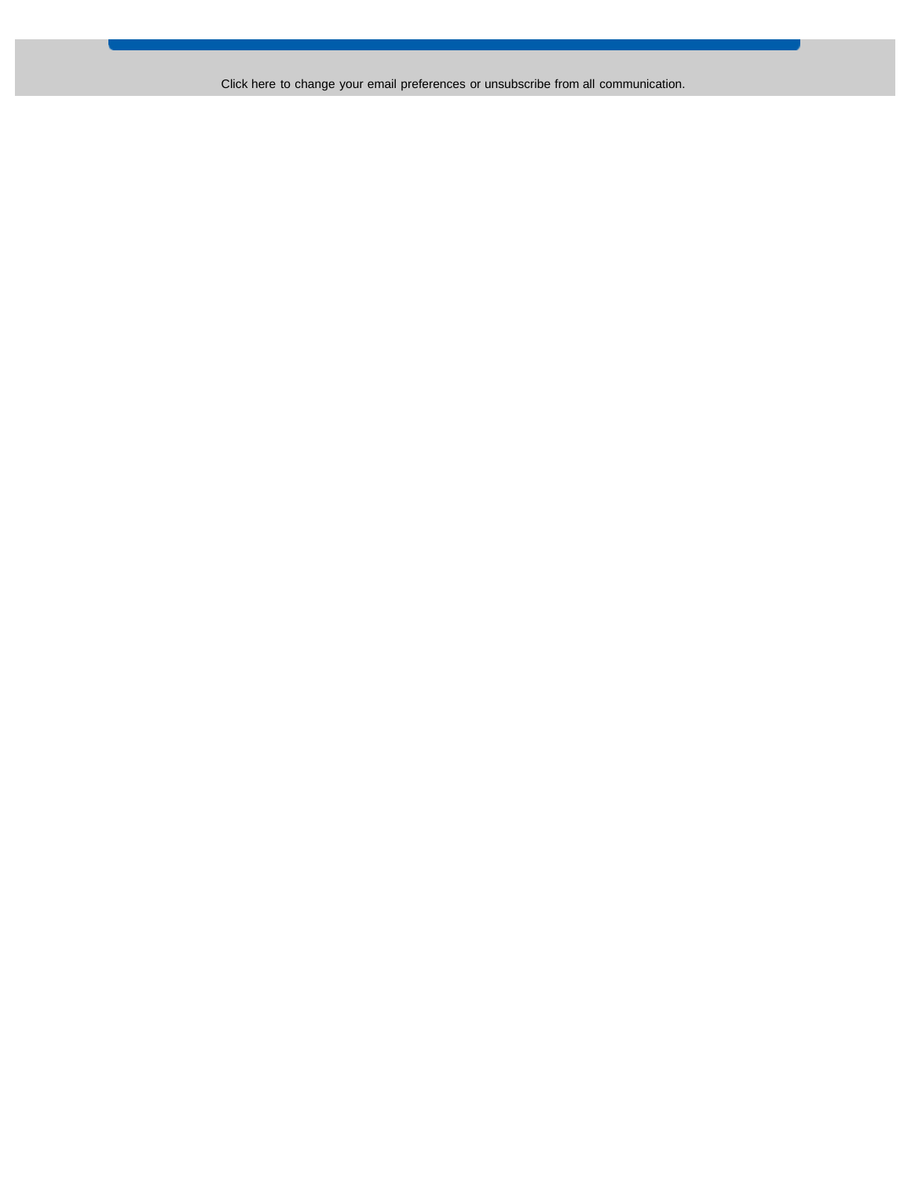Click here to change your email preferences or unsubscribe from all communication.